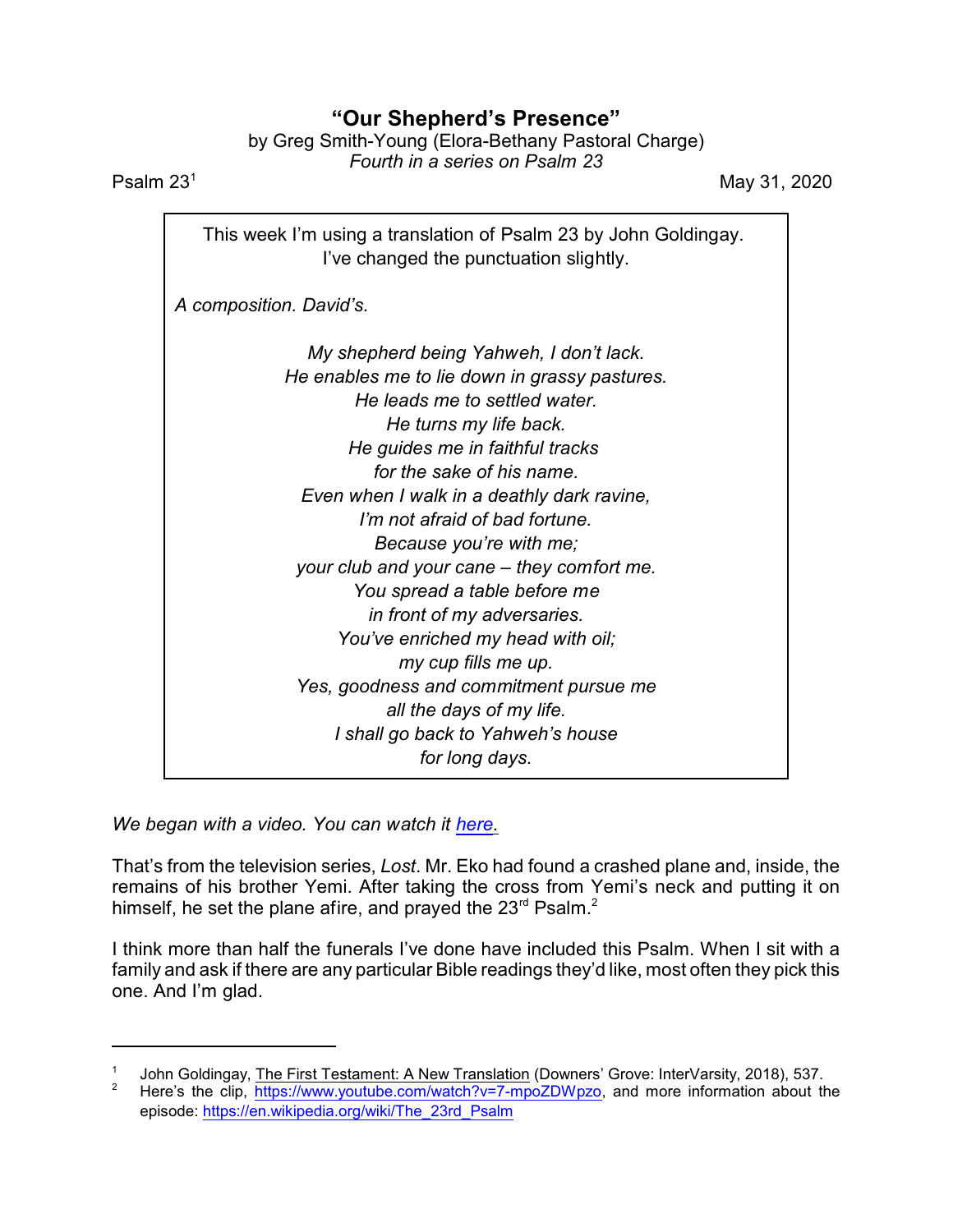# "Our Shepherd's Presence"

by Greg Smith-Young (Elora-Bethany Pastoral Charge)
*Fourth in a series on Psalm 23*

Psalm 23[1] May 31, 2020

> This week I'm using a translation of Psalm 23 by John Goldingay. I've changed the punctuation slightly.
>
> *A composition. David's.*
>
> *My shepherd being Yahweh, I don't lack.*
> *He enables me to lie down in grassy pastures.*
> *He leads me to settled water.*
> *He turns my life back.*
> *He guides me in faithful tracks*
> *for the sake of his name.*
> *Even when I walk in a deathly dark ravine,*
> *I'm not afraid of bad fortune.*
> *Because you're with me;*
> *your club and your cane – they comfort me.*
> *You spread a table before me*
> *in front of my adversaries.*
> *You've enriched my head with oil;*
> *my cup fills me up.*
> *Yes, goodness and commitment pursue me*
> *all the days of my life.*
> *I shall go back to Yahweh's house*
> *for long days.*

*We began with a video. You can watch it [here](https://www.youtube.com/watch?v=7-mpoZDWpzo).*

That's from the television series, *Lost*. Mr. Eko had found a crashed plane and, inside, the remains of his brother Yemi. After taking the cross from Yemi's neck and putting it on himself, he set the plane afire, and prayed the 23rd Psalm.[2]

I think more than half the funerals I've done have included this Psalm. When I sit with a family and ask if there are any particular Bible readings they'd like, most often they pick this one. And I'm glad.

---

[1] John Goldingay, The First Testament: A New Translation (Downers' Grove: InterVarsity, 2018), 537.

[2] Here's the clip, https://www.youtube.com/watch?v=7-mpoZDWpzo, and more information about the episode: https://en.wikipedia.org/wiki/The_23rd_Psalm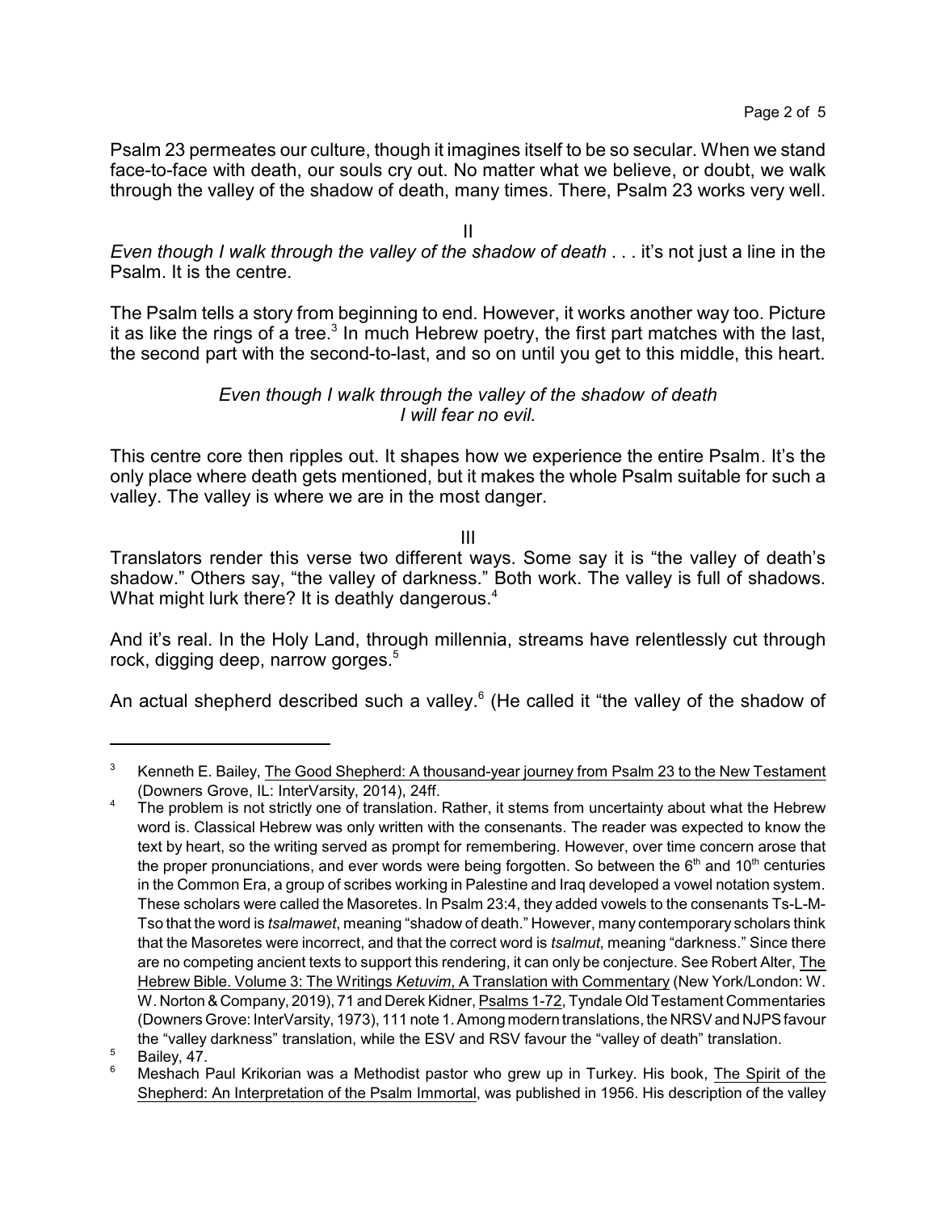Psalm 23 permeates our culture, though it imagines itself to be so secular. When we stand face-to-face with death, our souls cry out. No matter what we believe, or doubt, we walk through the valley of the shadow of death, many times. There, Psalm 23 works very well.

II

*Even though I walk through the valley of the shadow of death* . . . it's not just a line in the Psalm. It is the centre.

The Psalm tells a story from beginning to end. However, it works another way too. Picture it as like the rings of a tree.[3] In much Hebrew poetry, the first part matches with the last, the second part with the second-to-last, and so on until you get to this middle, this heart.

*Even though I walk through the valley of the shadow of death*
*I will fear no evil.*

This centre core then ripples out. It shapes how we experience the entire Psalm. It's the only place where death gets mentioned, but it makes the whole Psalm suitable for such a valley. The valley is where we are in the most danger.

III

Translators render this verse two different ways. Some say it is "the valley of death's shadow." Others say, "the valley of darkness." Both work. The valley is full of shadows. What might lurk there? It is deathly dangerous.[4]

And it's real. In the Holy Land, through millennia, streams have relentlessly cut through rock, digging deep, narrow gorges.[5]

An actual shepherd described such a valley.[6] (He called it "the valley of the shadow of

---

[3] Kenneth E. Bailey, The Good Shepherd: A thousand-year journey from Psalm 23 to the New Testament (Downers Grove, IL: InterVarsity, 2014), 24ff.

[4] The problem is not strictly one of translation. Rather, it stems from uncertainty about what the Hebrew word is. Classical Hebrew was only written with the consenants. The reader was expected to know the text by heart, so the writing served as prompt for remembering. However, over time concern arose that the proper pronunciations, and ever words were being forgotten. So between the 6th and 10th centuries in the Common Era, a group of scribes working in Palestine and Iraq developed a vowel notation system. These scholars were called the Masoretes. In Psalm 23:4, they added vowels to the consenants Ts-L-M-Tso that the word is *tsalmawet*, meaning "shadow of death." However, many contemporary scholars think that the Masoretes were incorrect, and that the correct word is *tsalmut*, meaning "darkness." Since there are no competing ancient texts to support this rendering, it can only be conjecture. See Robert Alter, The Hebrew Bible. Volume 3: The Writings *Ketuvim*, A Translation with Commentary (New York/London: W. W. Norton & Company, 2019), 71 and Derek Kidner, Psalms 1-72, Tyndale Old Testament Commentaries (Downers Grove: InterVarsity, 1973), 111 note 1. Among modern translations, the NRSV and NJPS favour the "valley darkness" translation, while the ESV and RSV favour the "valley of death" translation.

[5] Bailey, 47.

[6] Meshach Paul Krikorian was a Methodist pastor who grew up in Turkey. His book, The Spirit of the Shepherd: An Interpretation of the Psalm Immortal, was published in 1956. His description of the valley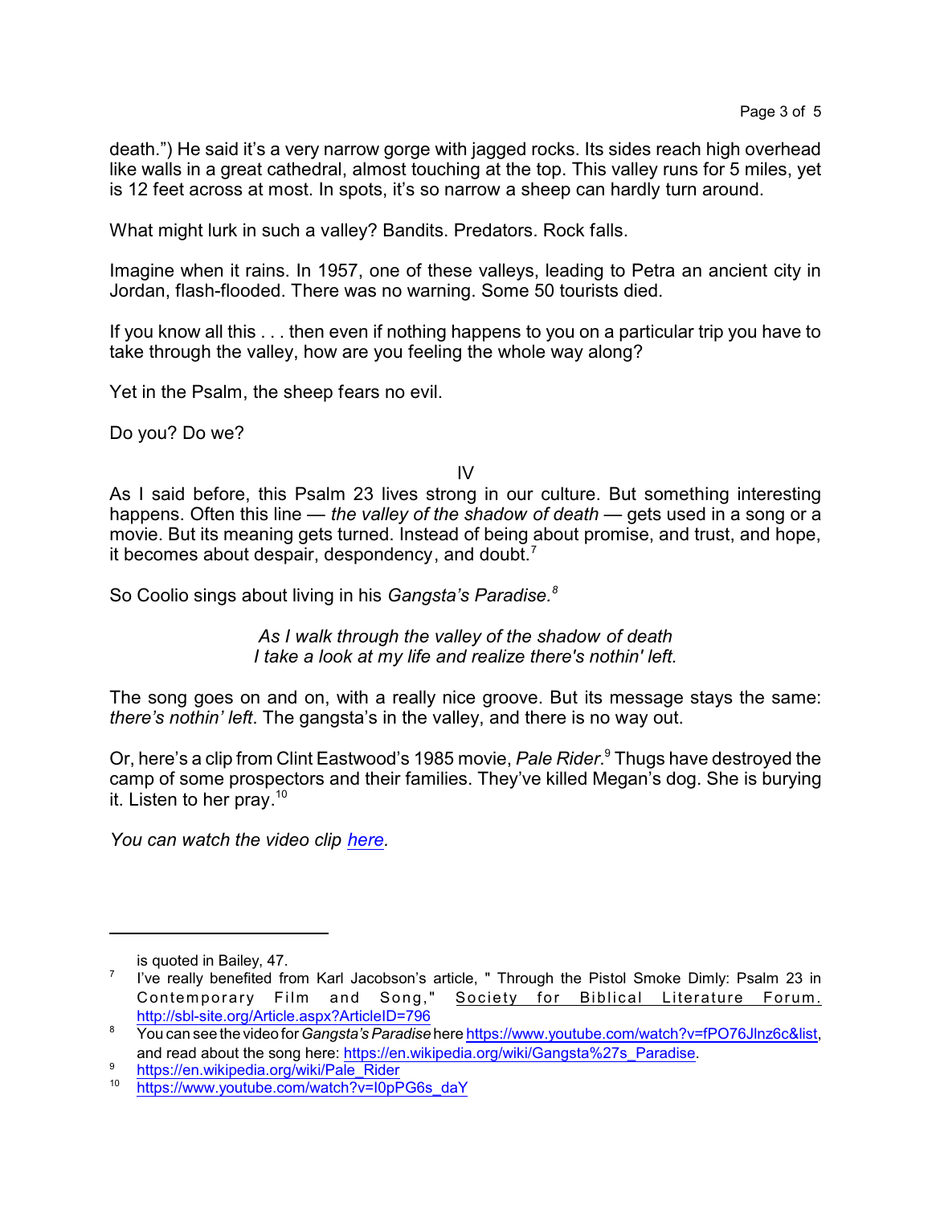death.") He said it's a very narrow gorge with jagged rocks. Its sides reach high overhead like walls in a great cathedral, almost touching at the top. This valley runs for 5 miles, yet is 12 feet across at most. In spots, it's so narrow a sheep can hardly turn around.

What might lurk in such a valley? Bandits. Predators. Rock falls.

Imagine when it rains. In 1957, one of these valleys, leading to Petra an ancient city in Jordan, flash-flooded. There was no warning. Some 50 tourists died.

If you know all this . . . then even if nothing happens to you on a particular trip you have to take through the valley, how are you feeling the whole way along?

Yet in the Psalm, the sheep fears no evil.

Do you? Do we?

IV

As I said before, this Psalm 23 lives strong in our culture. But something interesting happens. Often this line — *the valley of the shadow of death* — gets used in a song or a movie. But its meaning gets turned. Instead of being about promise, and trust, and hope, it becomes about despair, despondency, and doubt.[7]

So Coolio sings about living in his *Gangsta's Paradise.*[8]

> *As I walk through the valley of the shadow of death*
> *I take a look at my life and realize there's nothin' left.*

The song goes on and on, with a really nice groove. But its message stays the same: *there's nothin' left*. The gangsta's in the valley, and there is no way out.

Or, here's a clip from Clint Eastwood's 1985 movie, *Pale Rider*.[9] Thugs have destroyed the camp of some prospectors and their families. They've killed Megan's dog. She is burying it. Listen to her pray.[10]

*You can watch the video clip [here](https://www.youtube.com/watch?v=I0pPG6s_daY).*

---

is quoted in Bailey, 47.

[7] I've really benefited from Karl Jacobson's article, " Through the Pistol Smoke Dimly: Psalm 23 in Contemporary Film and Song," Society for Biblical Literature Forum. http://sbl-site.org/Article.aspx?ArticleID=796

[8] You can see the video for *Gangsta's Paradise* here https://www.youtube.com/watch?v=fPO76Jlnz6c&list, and read about the song here: https://en.wikipedia.org/wiki/Gangsta%27s_Paradise.

[9] https://en.wikipedia.org/wiki/Pale_Rider

[10] https://www.youtube.com/watch?v=I0pPG6s_daY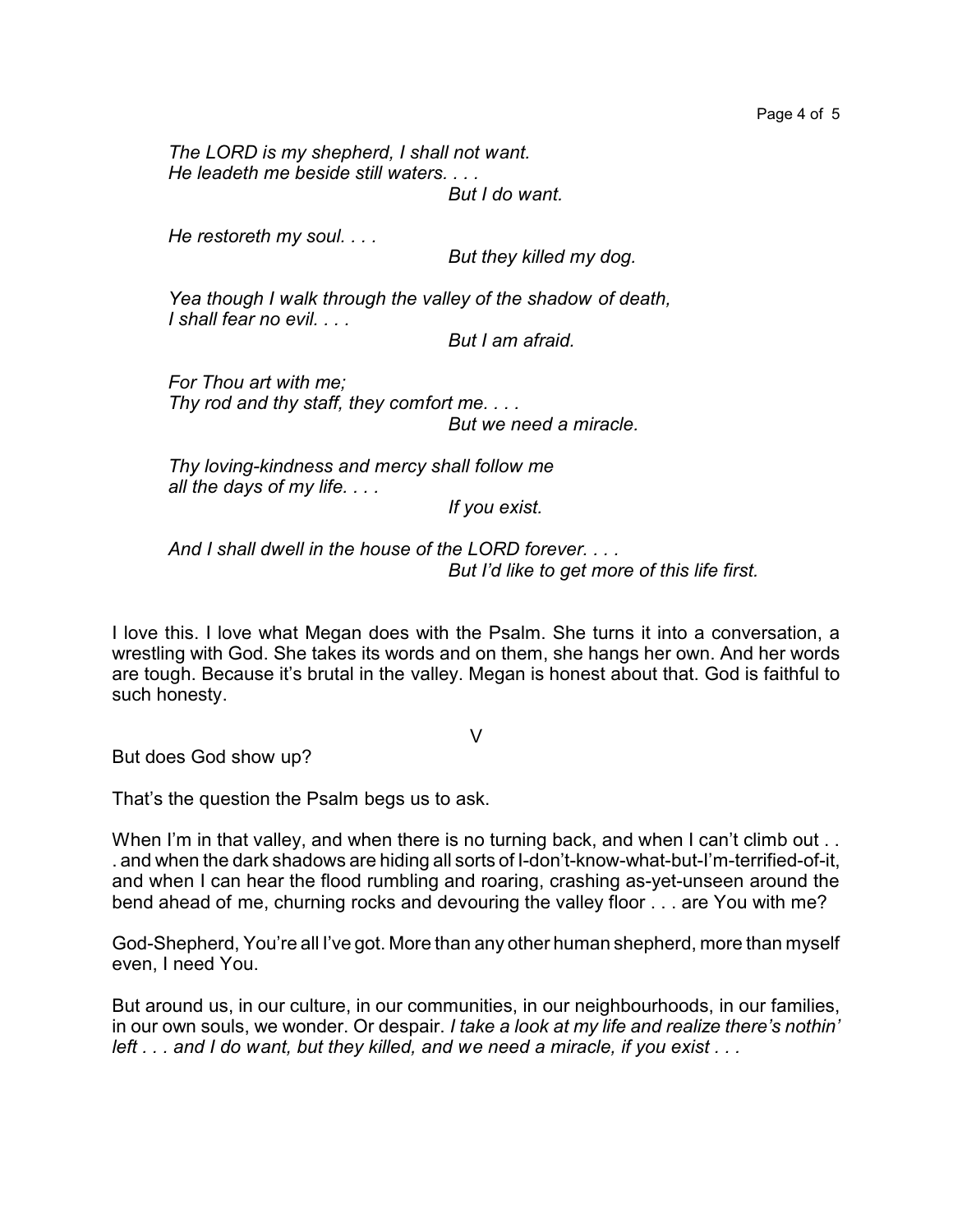*The LORD is my shepherd, I shall not want.*
*He leadeth me beside still waters. . . .*
*But I do want.*

*He restoreth my soul. . . .*
*But they killed my dog.*

*Yea though I walk through the valley of the shadow of death,*
*I shall fear no evil. . . .*
*But I am afraid.*

*For Thou art with me;*
*Thy rod and thy staff, they comfort me. . . .*
*But we need a miracle.*

*Thy loving-kindness and mercy shall follow me*
*all the days of my life. . . .*
*If you exist.*

*And I shall dwell in the house of the LORD forever. . . .*
*But I'd like to get more of this life first.*

I love this. I love what Megan does with the Psalm. She turns it into a conversation, a wrestling with God. She takes its words and on them, she hangs her own. And her words are tough. Because it's brutal in the valley. Megan is honest about that. God is faithful to such honesty.

## V

But does God show up?

That's the question the Psalm begs us to ask.

When I'm in that valley, and when there is no turning back, and when I can't climb out . . . and when the dark shadows are hiding all sorts of I-don't-know-what-but-I'm-terrified-of-it, and when I can hear the flood rumbling and roaring, crashing as-yet-unseen around the bend ahead of me, churning rocks and devouring the valley floor . . . are You with me?

God-Shepherd, You're all I've got. More than any other human shepherd, more than myself even, I need You.

But around us, in our culture, in our communities, in our neighbourhoods, in our families, in our own souls, we wonder. Or despair. *I take a look at my life and realize there's nothin' left . . . and I do want, but they killed, and we need a miracle, if you exist . . .*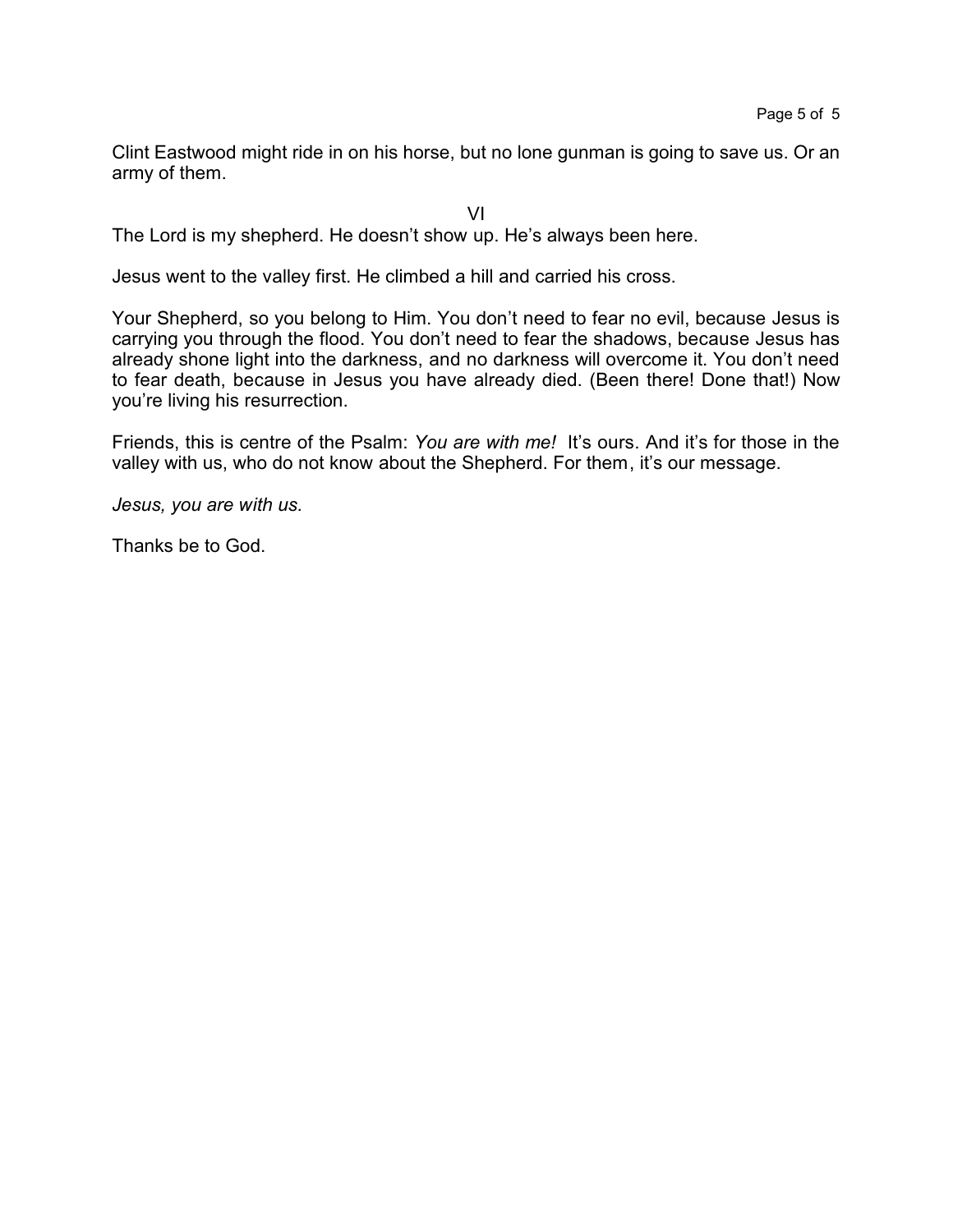Clint Eastwood might ride in on his horse, but no lone gunman is going to save us. Or an army of them.

VI

The Lord is my shepherd. He doesn't show up. He's always been here.

Jesus went to the valley first. He climbed a hill and carried his cross.

Your Shepherd, so you belong to Him. You don't need to fear no evil, because Jesus is carrying you through the flood. You don't need to fear the shadows, because Jesus has already shone light into the darkness, and no darkness will overcome it. You don't need to fear death, because in Jesus you have already died. (Been there! Done that!) Now you're living his resurrection.

Friends, this is centre of the Psalm: *You are with me!* It's ours. And it's for those in the valley with us, who do not know about the Shepherd. For them, it's our message.

*Jesus, you are with us.*

Thanks be to God.